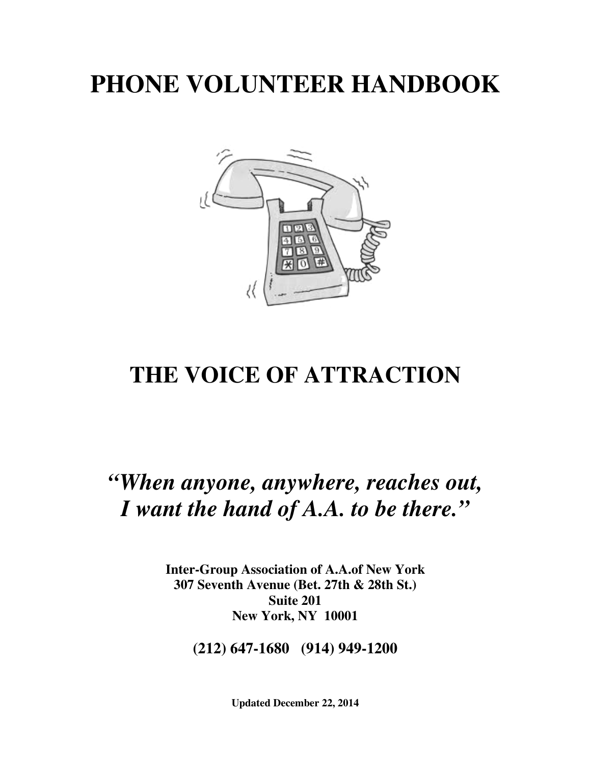# PHONE VOLUNTEER HANDBOOK

# THE VOICE OF ATTRACTION

## *"When anyone, anywhere, reaches out, I want the hand of A.A. to be there."*

**Inter-Group Association of A.A.of New York**
**307 Seventh Avenue (Bet. 27th & 28th St.)**
**Suite 201**
**New York, NY 10001**

**(212) 647-1680 (914) 949-1200**

**Updated December 22, 2014**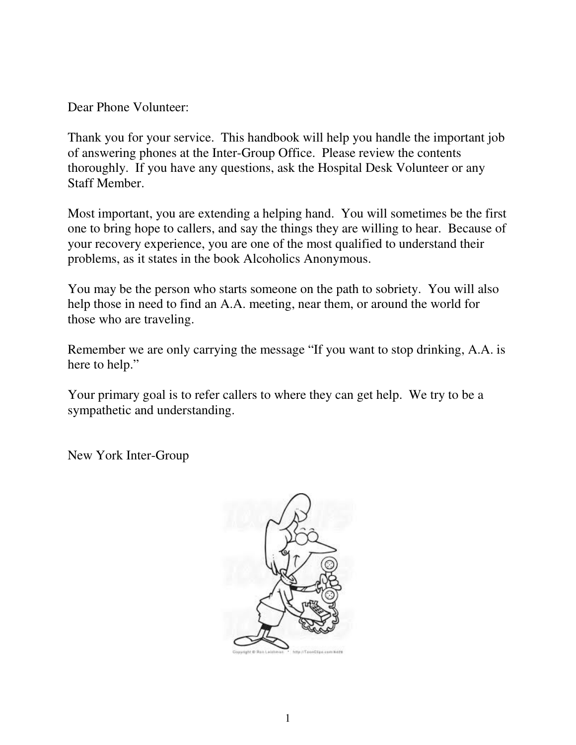Dear Phone Volunteer:

Thank you for your service. This handbook will help you handle the important job of answering phones at the Inter-Group Office. Please review the contents thoroughly. If you have any questions, ask the Hospital Desk Volunteer or any Staff Member.

Most important, you are extending a helping hand. You will sometimes be the first one to bring hope to callers, and say the things they are willing to hear. Because of your recovery experience, you are one of the most qualified to understand their problems, as it states in the book Alcoholics Anonymous.

You may be the person who starts someone on the path to sobriety. You will also help those in need to find an A.A. meeting, near them, or around the world for those who are traveling.

Remember we are only carrying the message "If you want to stop drinking, A.A. is here to help."

Your primary goal is to refer callers to where they can get help. We try to be a sympathetic and understanding.

New York Inter-Group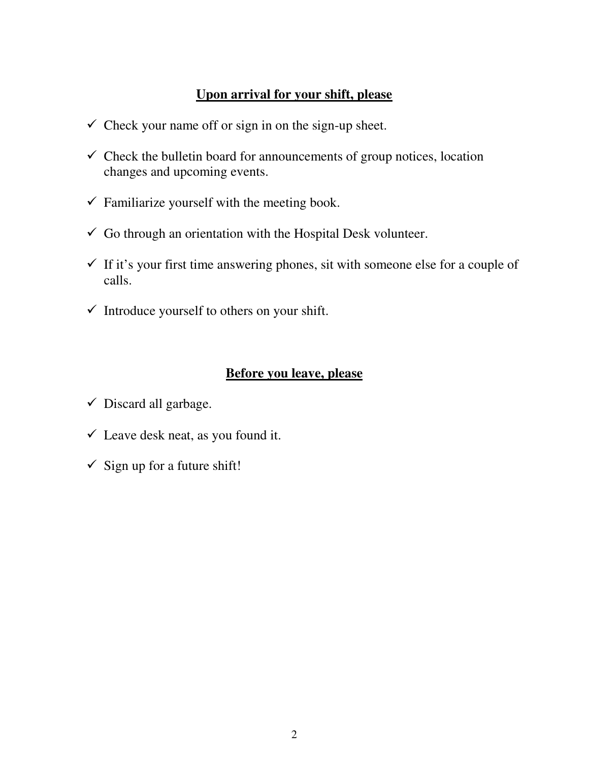## **Upon arrival for your shift, please**

- ✓ Check your name off or sign in on the sign-up sheet.
- ✓ Check the bulletin board for announcements of group notices, location changes and upcoming events.
- ✓ Familiarize yourself with the meeting book.
- ✓ Go through an orientation with the Hospital Desk volunteer.
- ✓ If it's your first time answering phones, sit with someone else for a couple of calls.
- ✓ Introduce yourself to others on your shift.

## **Before you leave, please**

- ✓ Discard all garbage.
- ✓ Leave desk neat, as you found it.
- ✓ Sign up for a future shift!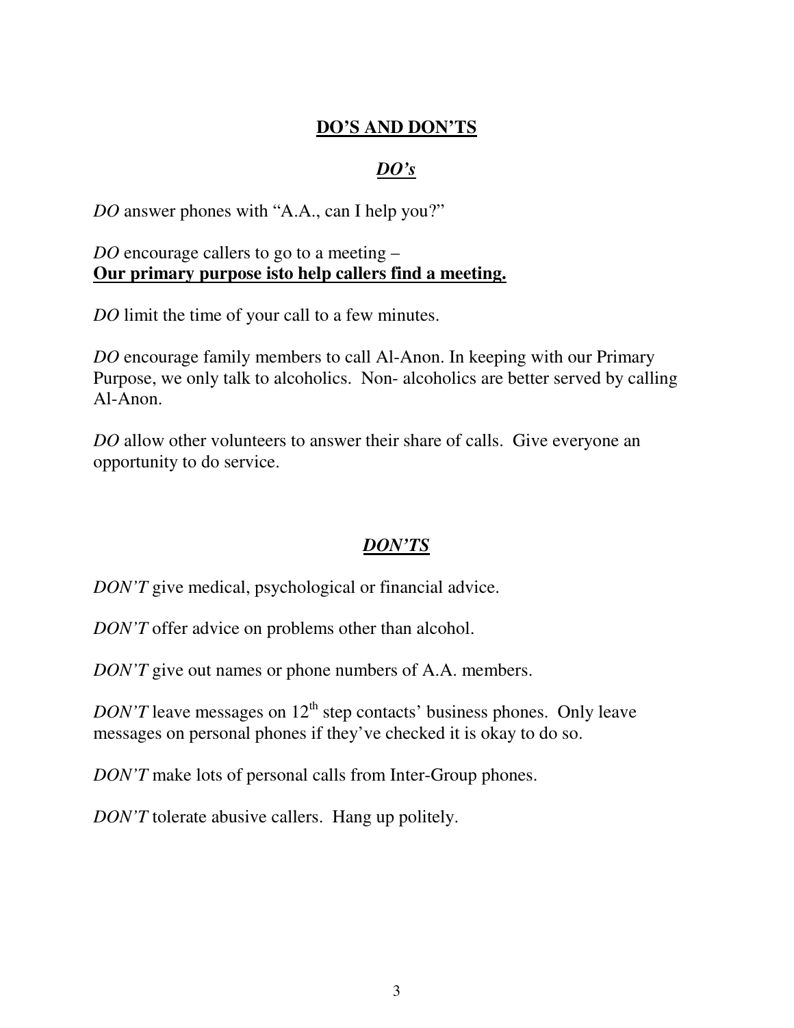## DO'S AND DON'TS

### *DO's*

*DO* answer phones with "A.A., can I help you?"

*DO* encourage callers to go to a meeting –
**Our primary purpose isto help callers find a meeting.**

*DO* limit the time of your call to a few minutes.

*DO* encourage family members to call Al-Anon. In keeping with our Primary Purpose, we only talk to alcoholics. Non- alcoholics are better served by calling Al-Anon.

*DO* allow other volunteers to answer their share of calls. Give everyone an opportunity to do service.

### *DON'TS*

*DON'T* give medical, psychological or financial advice.

*DON'T* offer advice on problems other than alcohol.

*DON'T* give out names or phone numbers of A.A. members.

*DON'T* leave messages on 12th step contacts' business phones. Only leave messages on personal phones if they've checked it is okay to do so.

*DON'T* make lots of personal calls from Inter-Group phones.

*DON'T* tolerate abusive callers. Hang up politely.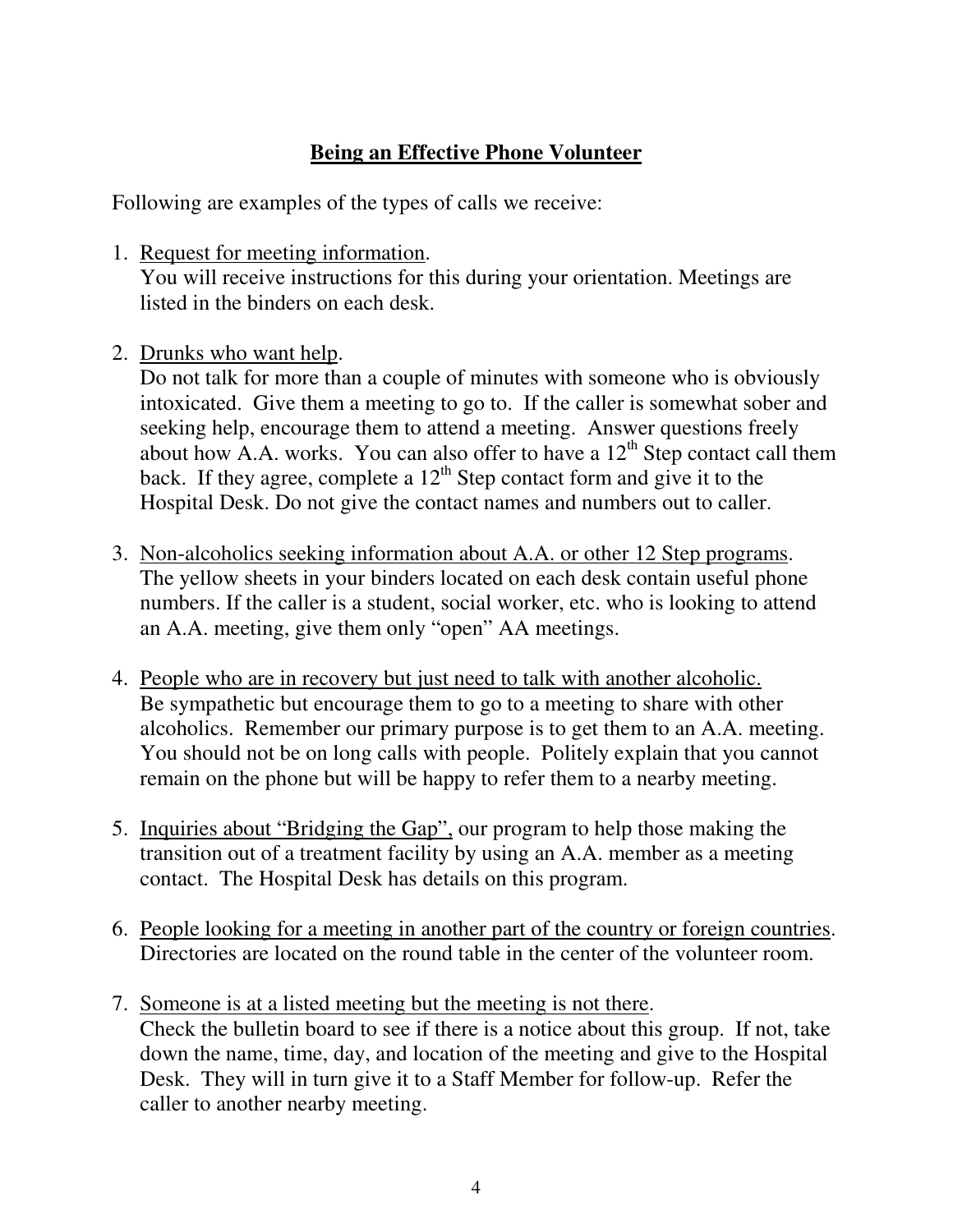## Being an Effective Phone Volunteer

Following are examples of the types of calls we receive:

1. Request for meeting information.
   You will receive instructions for this during your orientation. Meetings are listed in the binders on each desk.

2. Drunks who want help.
   Do not talk for more than a couple of minutes with someone who is obviously intoxicated. Give them a meeting to go to. If the caller is somewhat sober and seeking help, encourage them to attend a meeting. Answer questions freely about how A.A. works. You can also offer to have a 12th Step contact call them back. If they agree, complete a 12th Step contact form and give it to the Hospital Desk. Do not give the contact names and numbers out to caller.

3. Non-alcoholics seeking information about A.A. or other 12 Step programs.
   The yellow sheets in your binders located on each desk contain useful phone numbers. If the caller is a student, social worker, etc. who is looking to attend an A.A. meeting, give them only "open" AA meetings.

4. People who are in recovery but just need to talk with another alcoholic.
   Be sympathetic but encourage them to go to a meeting to share with other alcoholics. Remember our primary purpose is to get them to an A.A. meeting. You should not be on long calls with people. Politely explain that you cannot remain on the phone but will be happy to refer them to a nearby meeting.

5. Inquiries about "Bridging the Gap", our program to help those making the transition out of a treatment facility by using an A.A. member as a meeting contact. The Hospital Desk has details on this program.

6. People looking for a meeting in another part of the country or foreign countries.
   Directories are located on the round table in the center of the volunteer room.

7. Someone is at a listed meeting but the meeting is not there.
   Check the bulletin board to see if there is a notice about this group. If not, take down the name, time, day, and location of the meeting and give to the Hospital Desk. They will in turn give it to a Staff Member for follow-up. Refer the caller to another nearby meeting.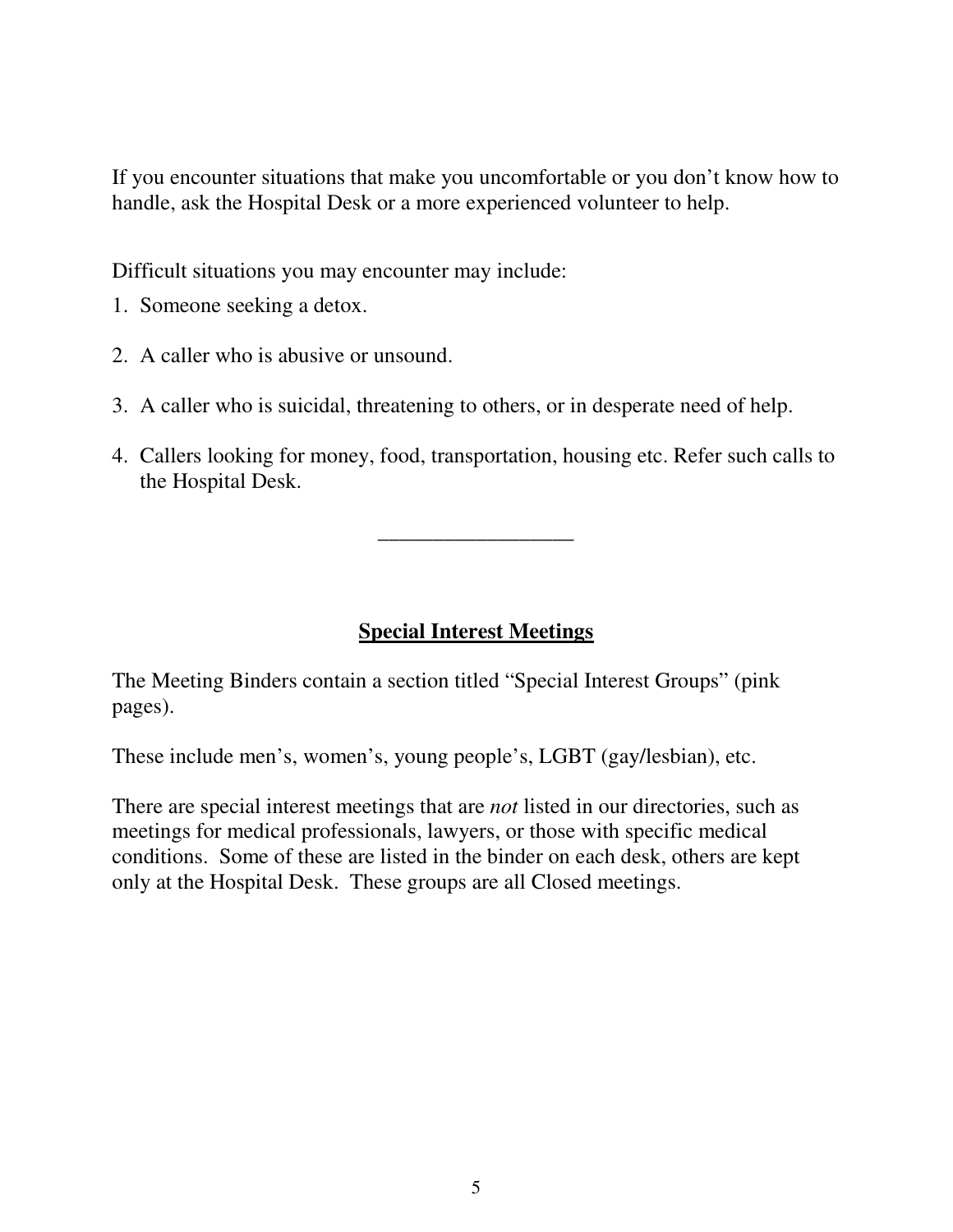If you encounter situations that make you uncomfortable or you don't know how to handle, ask the Hospital Desk or a more experienced volunteer to help.

Difficult situations you may encounter may include:

1. Someone seeking a detox.

2. A caller who is abusive or unsound.

3. A caller who is suicidal, threatening to others, or in desperate need of help.

4. Callers looking for money, food, transportation, housing etc. Refer such calls to the Hospital Desk.

---

## Special Interest Meetings

The Meeting Binders contain a section titled "Special Interest Groups" (pink pages).

These include men's, women's, young people's, LGBT (gay/lesbian), etc.

There are special interest meetings that are *not* listed in our directories, such as meetings for medical professionals, lawyers, or those with specific medical conditions. Some of these are listed in the binder on each desk, others are kept only at the Hospital Desk. These groups are all Closed meetings.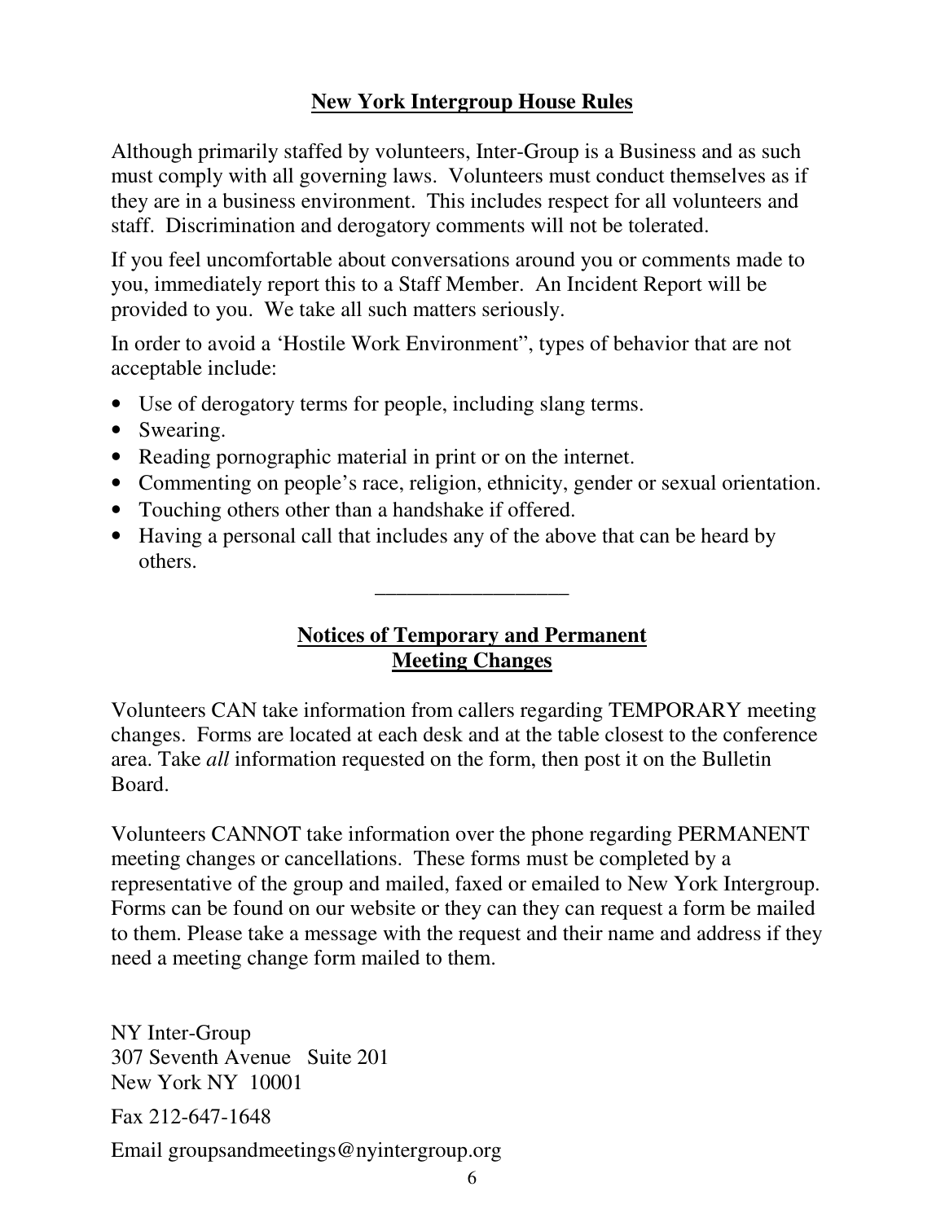## New York Intergroup House Rules

Although primarily staffed by volunteers, Inter-Group is a Business and as such must comply with all governing laws. Volunteers must conduct themselves as if they are in a business environment. This includes respect for all volunteers and staff. Discrimination and derogatory comments will not be tolerated.

If you feel uncomfortable about conversations around you or comments made to you, immediately report this to a Staff Member. An Incident Report will be provided to you. We take all such matters seriously.

In order to avoid a 'Hostile Work Environment", types of behavior that are not acceptable include:

- Use of derogatory terms for people, including slang terms.
- Swearing.
- Reading pornographic material in print or on the internet.
- Commenting on people's race, religion, ethnicity, gender or sexual orientation.
- Touching others other than a handshake if offered.
- Having a personal call that includes any of the above that can be heard by others.

---

## Notices of Temporary and Permanent Meeting Changes

Volunteers CAN take information from callers regarding TEMPORARY meeting changes. Forms are located at each desk and at the table closest to the conference area. Take *all* information requested on the form, then post it on the Bulletin Board.

Volunteers CANNOT take information over the phone regarding PERMANENT meeting changes or cancellations. These forms must be completed by a representative of the group and mailed, faxed or emailed to New York Intergroup. Forms can be found on our website or they can they can request a form be mailed to them. Please take a message with the request and their name and address if they need a meeting change form mailed to them.

NY Inter-Group
307 Seventh Avenue Suite 201
New York NY 10001

Fax 212-647-1648

Email groupsandmeetings@nyintergroup.org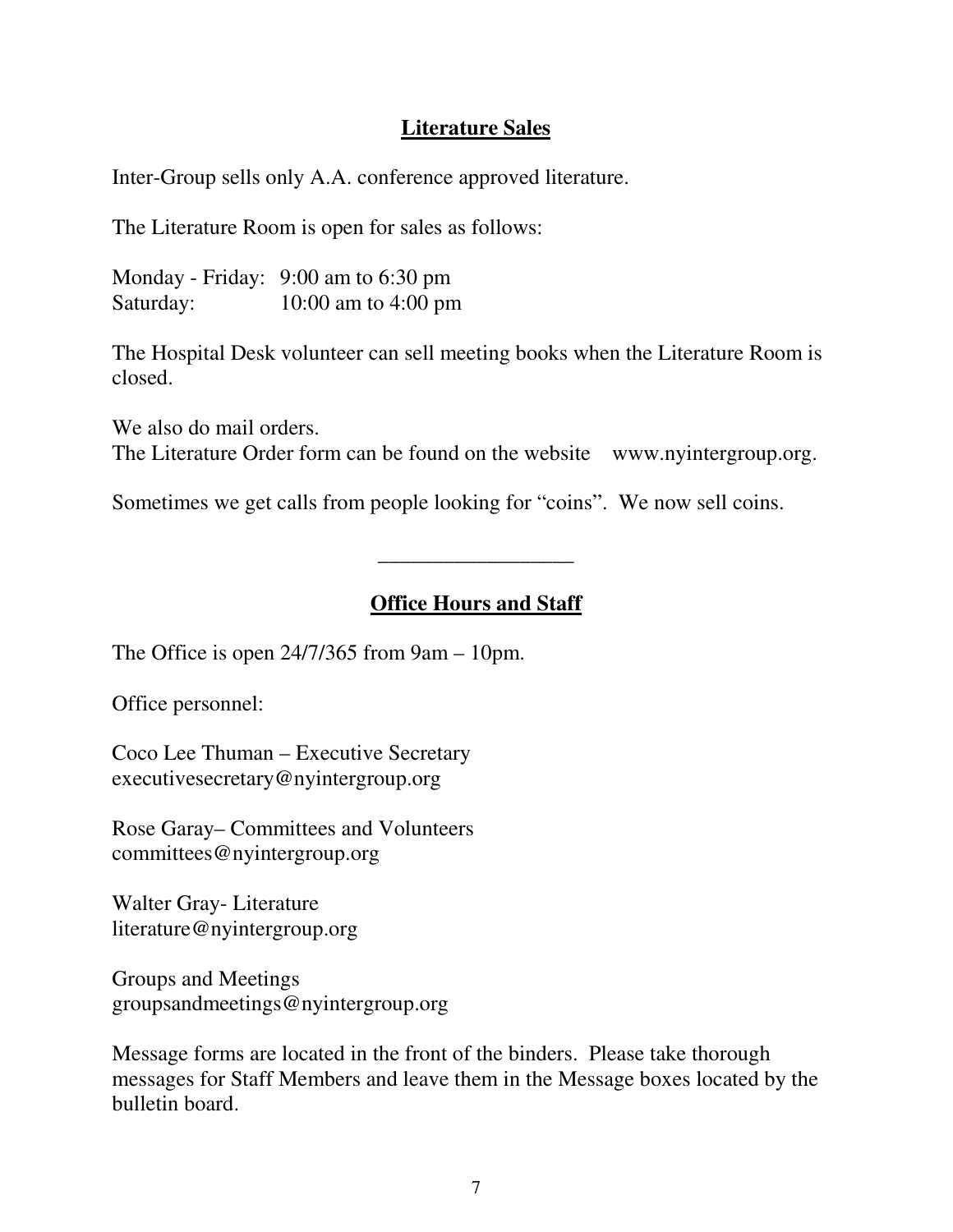## Literature Sales

Inter-Group sells only A.A. conference approved literature.

The Literature Room is open for sales as follows:

Monday - Friday: 9:00 am to 6:30 pm
Saturday: 10:00 am to 4:00 pm

The Hospital Desk volunteer can sell meeting books when the Literature Room is closed.

We also do mail orders.
The Literature Order form can be found on the website www.nyintergroup.org.

Sometimes we get calls from people looking for "coins". We now sell coins.

---

## Office Hours and Staff

The Office is open 24/7/365 from 9am – 10pm.

Office personnel:

Coco Lee Thuman – Executive Secretary
executivesecretary@nyintergroup.org

Rose Garay– Committees and Volunteers
committees@nyintergroup.org

Walter Gray- Literature
literature@nyintergroup.org

Groups and Meetings
groupsandmeetings@nyintergroup.org

Message forms are located in the front of the binders. Please take thorough messages for Staff Members and leave them in the Message boxes located by the bulletin board.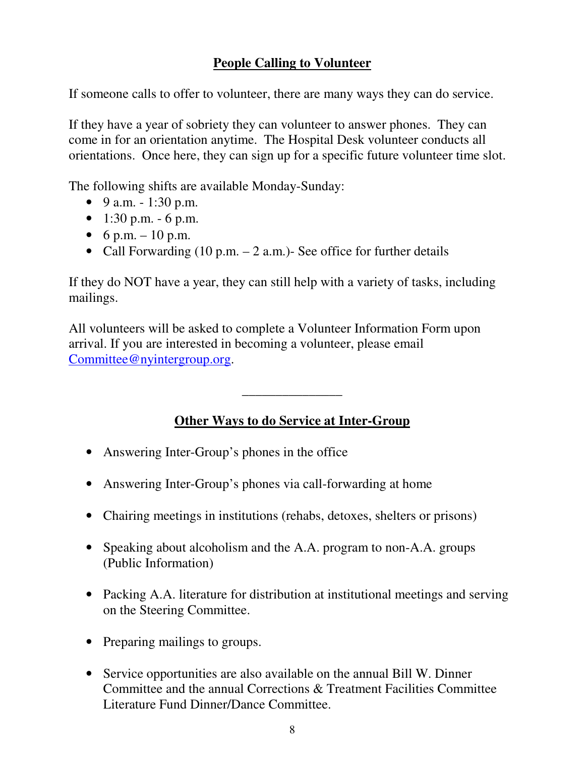## People Calling to Volunteer

If someone calls to offer to volunteer, there are many ways they can do service.

If they have a year of sobriety they can volunteer to answer phones. They can come in for an orientation anytime. The Hospital Desk volunteer conducts all orientations. Once here, they can sign up for a specific future volunteer time slot.

The following shifts are available Monday-Sunday:

- 9 a.m. - 1:30 p.m.
- 1:30 p.m. - 6 p.m.
- 6 p.m. – 10 p.m.
- Call Forwarding (10 p.m. – 2 a.m.)- See office for further details

If they do NOT have a year, they can still help with a variety of tasks, including mailings.

All volunteers will be asked to complete a Volunteer Information Form upon arrival. If you are interested in becoming a volunteer, please email Committee@nyintergroup.org.

---

## Other Ways to do Service at Inter-Group

- Answering Inter-Group's phones in the office
- Answering Inter-Group's phones via call-forwarding at home
- Chairing meetings in institutions (rehabs, detoxes, shelters or prisons)
- Speaking about alcoholism and the A.A. program to non-A.A. groups (Public Information)
- Packing A.A. literature for distribution at institutional meetings and serving on the Steering Committee.
- Preparing mailings to groups.
- Service opportunities are also available on the annual Bill W. Dinner Committee and the annual Corrections & Treatment Facilities Committee Literature Fund Dinner/Dance Committee.